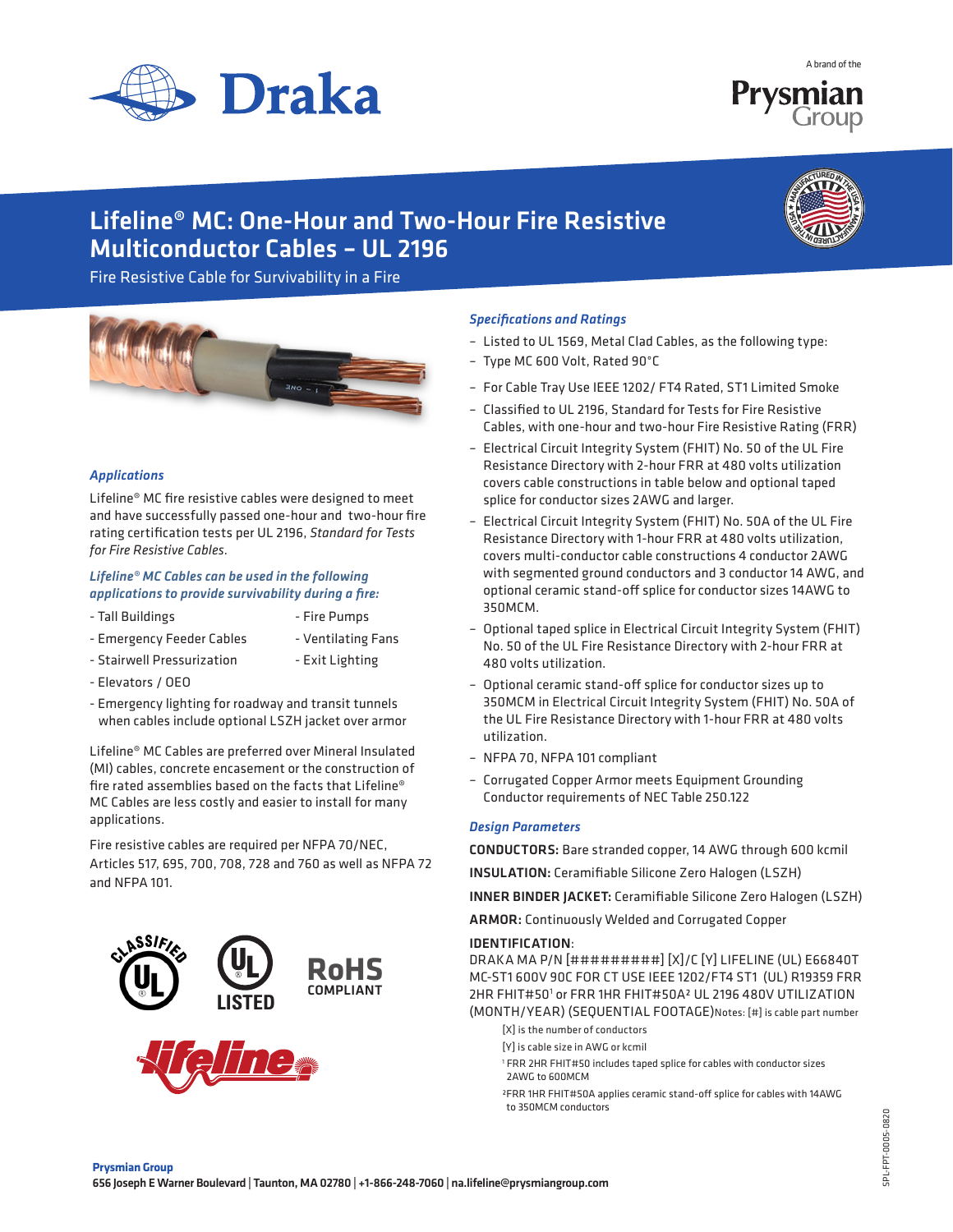Draka

A brand of the Prysmian Group

# Lifeline® MC: One-Hour and Two-Hour Fire Resistive Multiconductor Cables – UL 2196

Fire Resistive Cable for Survivability in a Fire

### *Applications*

Lifeline® MC fire resistive cables were designed to meet and have successfully passed one-hour and two-hour fire rating certification tests per UL 2196, *Standard for Tests for Fire Resistive Cables*.

### *Lifeline® MC Cables can be used in the following applications to provide survivability during a fire:*

- Tall Buildings
- Emergency Feeder Cables
- Stairwell Pressurization
- Elevators / OEO
- Fire Pumps
- Ventilating Fans
- Exit Lighting
- Emergency lighting for roadway and transit tunnels when cables include optional LSZH jacket over armor

Lifeline® MC Cables are preferred over Mineral Insulated (MI) cables, concrete encasement or the construction of fire rated assemblies based on the facts that Lifeline® MC Cables are less costly and easier to install for many applications.

Fire resistive cables are required per NFPA 70/NEC, Articles 517, 695, 700, 708, 728 and 760 as well as NFPA 72 and NFPA 101.

CLASSIFIED UL | UL LISTED | RoHS COMPLIANT

lifeline

### *Specifications and Ratings*

- Listed to UL 1569, Metal Clad Cables, as the following type:
- Type MC 600 Volt, Rated 90°C
- For Cable Tray Use IEEE 1202/ FT4 Rated, ST1 Limited Smoke
- Classified to UL 2196, Standard for Tests for Fire Resistive Cables, with one-hour and two-hour Fire Resistive Rating (FRR)
- Electrical Circuit Integrity System (FHIT) No. 50 of the UL Fire Resistance Directory with 2-hour FRR at 480 volts utilization covers cable constructions in table below and optional taped splice for conductor sizes 2AWG and larger.
- Electrical Circuit Integrity System (FHIT) No. 50A of the UL Fire Resistance Directory with 1-hour FRR at 480 volts utilization, covers multi-conductor cable constructions 4 conductor 2AWG with segmented ground conductors and 3 conductor 14 AWG, and optional ceramic stand-off splice for conductor sizes 14AWG to 350MCM.
- Optional taped splice in Electrical Circuit Integrity System (FHIT) No. 50 of the UL Fire Resistance Directory with 2-hour FRR at 480 volts utilization.
- Optional ceramic stand-off splice for conductor sizes up to 350MCM in Electrical Circuit Integrity System (FHIT) No. 50A of the UL Fire Resistance Directory with 1-hour FRR at 480 volts utilization.
- NFPA 70, NFPA 101 compliant
- Corrugated Copper Armor meets Equipment Grounding Conductor requirements of NEC Table 250.122

### *Design Parameters*

**CONDUCTORS:** Bare stranded copper, 14 AWG through 600 kcmil

**INSULATION:** Ceramifiable Silicone Zero Halogen (LSZH)

**INNER BINDER JACKET:** Ceramifiable Silicone Zero Halogen (LSZH)

**ARMOR:** Continuously Welded and Corrugated Copper

**IDENTIFICATION**:

DRAKA MA P/N [#########] [X]/C [Y] LIFELINE (UL) E66840T MC-ST1 600V 90C FOR CT USE IEEE 1202/FT4 ST1 (UL) R19359 FRR 2HR FHIT#50[1] or FRR 1HR FHIT#50A[2] UL 2196 480V UTILIZATION (MONTH/YEAR) (SEQUENTIAL FOOTAGE)

Notes: [#] is cable part number

[X] is the number of conductors

[Y] is cable size in AWG or kcmil

[1] FRR 2HR FHIT#50 includes taped splice for cables with conductor sizes 2AWG to 600MCM

[2] FRR 1HR FHIT#50A applies ceramic stand-off splice for cables with 14AWG to 350MCM conductors

**Prysmian Group**

**656 Joseph E Warner Boulevard | Taunton, MA 02780 | +1-866-248-7060 | na.lifeline@prysmiangroup.com**

SPL-FPT-0005-0820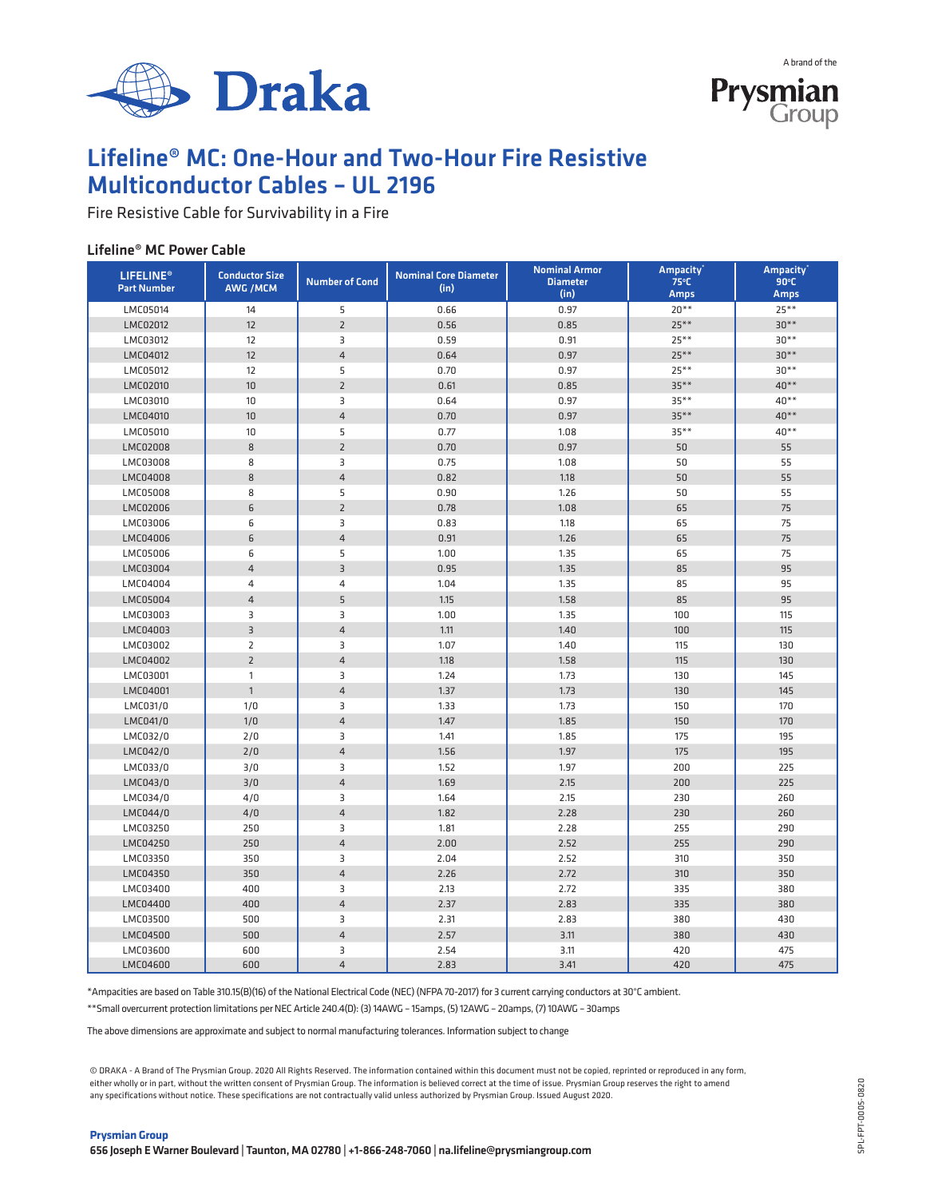Draka

A brand of the Prysmian Group

# Lifeline® MC: One-Hour and Two-Hour Fire Resistive Multiconductor Cables – UL 2196

Fire Resistive Cable for Survivability in a Fire

### Lifeline® MC Power Cable

| LIFELINE® Part Number | Conductor Size AWG /MCM | Number of Cond | Nominal Core Diameter (in) | Nominal Armor Diameter (in) | Ampacity* 75°C Amps | Ampacity* 90°C Amps |
|---|---|---|---|---|---|---|
| LMC05014 | 14 | 5 | 0.66 | 0.97 | 20** | 25** |
| LMC02012 | 12 | 2 | 0.56 | 0.85 | 25** | 30** |
| LMC03012 | 12 | 3 | 0.59 | 0.91 | 25** | 30** |
| LMC04012 | 12 | 4 | 0.64 | 0.97 | 25** | 30** |
| LMC05012 | 12 | 5 | 0.70 | 0.97 | 25** | 30** |
| LMC02010 | 10 | 2 | 0.61 | 0.85 | 35** | 40** |
| LMC03010 | 10 | 3 | 0.64 | 0.97 | 35** | 40** |
| LMC04010 | 10 | 4 | 0.70 | 0.97 | 35** | 40** |
| LMC05010 | 10 | 5 | 0.77 | 1.08 | 35** | 40** |
| LMC02008 | 8 | 2 | 0.70 | 0.97 | 50 | 55 |
| LMC03008 | 8 | 3 | 0.75 | 1.08 | 50 | 55 |
| LMC04008 | 8 | 4 | 0.82 | 1.18 | 50 | 55 |
| LMC05008 | 8 | 5 | 0.90 | 1.26 | 50 | 55 |
| LMC02006 | 6 | 2 | 0.78 | 1.08 | 65 | 75 |
| LMC03006 | 6 | 3 | 0.83 | 1.18 | 65 | 75 |
| LMC04006 | 6 | 4 | 0.91 | 1.26 | 65 | 75 |
| LMC05006 | 6 | 5 | 1.00 | 1.35 | 65 | 75 |
| LMC03004 | 4 | 3 | 0.95 | 1.35 | 85 | 95 |
| LMC04004 | 4 | 4 | 1.04 | 1.35 | 85 | 95 |
| LMC05004 | 4 | 5 | 1.15 | 1.58 | 85 | 95 |
| LMC03003 | 3 | 3 | 1.00 | 1.35 | 100 | 115 |
| LMC04003 | 3 | 4 | 1.11 | 1.40 | 100 | 115 |
| LMC03002 | 2 | 3 | 1.07 | 1.40 | 115 | 130 |
| LMC04002 | 2 | 4 | 1.18 | 1.58 | 115 | 130 |
| LMC03001 | 1 | 3 | 1.24 | 1.73 | 130 | 145 |
| LMC04001 | 1 | 4 | 1.37 | 1.73 | 130 | 145 |
| LMC031/0 | 1/0 | 3 | 1.33 | 1.73 | 150 | 170 |
| LMC041/0 | 1/0 | 4 | 1.47 | 1.85 | 150 | 170 |
| LMC032/0 | 2/0 | 3 | 1.41 | 1.85 | 175 | 195 |
| LMC042/0 | 2/0 | 4 | 1.56 | 1.97 | 175 | 195 |
| LMC033/0 | 3/0 | 3 | 1.52 | 1.97 | 200 | 225 |
| LMC043/0 | 3/0 | 4 | 1.69 | 2.15 | 200 | 225 |
| LMC034/0 | 4/0 | 3 | 1.64 | 2.15 | 230 | 260 |
| LMC044/0 | 4/0 | 4 | 1.82 | 2.28 | 230 | 260 |
| LMC03250 | 250 | 3 | 1.81 | 2.28 | 255 | 290 |
| LMC04250 | 250 | 4 | 2.00 | 2.52 | 255 | 290 |
| LMC03350 | 350 | 3 | 2.04 | 2.52 | 310 | 350 |
| LMC04350 | 350 | 4 | 2.26 | 2.72 | 310 | 350 |
| LMC03400 | 400 | 3 | 2.13 | 2.72 | 335 | 380 |
| LMC04400 | 400 | 4 | 2.37 | 2.83 | 335 | 380 |
| LMC03500 | 500 | 3 | 2.31 | 2.83 | 380 | 430 |
| LMC04500 | 500 | 4 | 2.57 | 3.11 | 380 | 430 |
| LMC03600 | 600 | 3 | 2.54 | 3.11 | 420 | 475 |
| LMC04600 | 600 | 4 | 2.83 | 3.41 | 420 | 475 |

*Ampacities are based on Table 310.15(B)(16) of the National Electrical Code (NEC) (NFPA 70-2017) for 3 current carrying conductors at 30°C ambient.

**Small overcurrent protection limitations per NEC Article 240.4(D): (3) 14AWG – 15amps, (5) 12AWG – 20amps, (7) 10AWG – 30amps

The above dimensions are approximate and subject to normal manufacturing tolerances. Information subject to change

© DRAKA - A Brand of The Prysmian Group. 2020 All Rights Reserved. The information contained within this document must not be copied, reprinted or reproduced in any form, either wholly or in part, without the written consent of Prysmian Group. The information is believed correct at the time of issue. Prysmian Group reserves the right to amend any specifications without notice. These specifications are not contractually valid unless authorized by Prysmian Group. Issued August 2020.

**Prysmian Group**

**656 Joseph E Warner Boulevard | Taunton, MA 02780 | +1-866-248-7060 | na.lifeline@prysmiangroup.com**

SPL-FPT-0005-0820